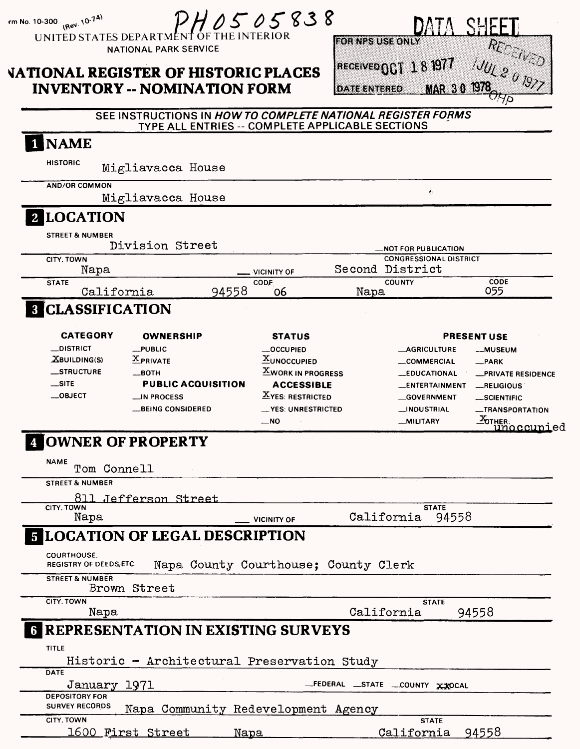Form No. 10-300 (Rev. 10-74)

PH0505838

UNITED STATES DEPARTMENT OF THE INTERIOR
NATIONAL PARK SERVICE

# NATIONAL REGISTER OF HISTORIC PLACES INVENTORY -- NOMINATION FORM

DATA SHEET

FOR NPS USE ONLY

RECEIVED OCT 18 1977

DATE ENTERED MAR 30 1978

RECEIVED JUL 20 1977 OHP

SEE INSTRUCTIONS IN *HOW TO COMPLETE NATIONAL REGISTER FORMS*
TYPE ALL ENTRIES -- COMPLETE APPLICABLE SECTIONS

## 1 NAME

HISTORIC Migliavacca House

AND/OR COMMON Migliavacca House

## 2 LOCATION

STREET & NUMBER Division Street

__NOT FOR PUBLICATION

CITY, TOWN Napa __ VICINITY OF

CONGRESSIONAL DISTRICT Second District

STATE California 94558 CODE 06 COUNTY Napa CODE 055

## 3 CLASSIFICATION

| CATEGORY | OWNERSHIP | STATUS | PRESENT USE | |
|---|---|---|---|---|
| __DISTRICT | __PUBLIC | __OCCUPIED | __AGRICULTURE | __MUSEUM |
| X BUILDING(S) | X PRIVATE | X UNOCCUPIED | __COMMERCIAL | __PARK |
| __STRUCTURE | __BOTH | X WORK IN PROGRESS | __EDUCATIONAL | __PRIVATE RESIDENCE |
| __SITE | **PUBLIC ACQUISITION** | **ACCESSIBLE** | __ENTERTAINMENT | __RELIGIOUS |
| __OBJECT | __IN PROCESS | X YES: RESTRICTED | __GOVERNMENT | __SCIENTIFIC |
| | __BEING CONSIDERED | __YES: UNRESTRICTED | __INDUSTRIAL | __TRANSPORTATION |
| | | __NO | __MILITARY | X OTHER: unoccupied |

## 4 OWNER OF PROPERTY

NAME Tom Connell

STREET & NUMBER 811 Jefferson Street

CITY, TOWN Napa __ VICINITY OF STATE California 94558

## 5 LOCATION OF LEGAL DESCRIPTION

COURTHOUSE, REGISTRY OF DEEDS, ETC. Napa County Courthouse; County Clerk

STREET & NUMBER Brown Street

CITY, TOWN Napa STATE California 94558

## 6 REPRESENTATION IN EXISTING SURVEYS

TITLE Historic - Architectural Preservation Study

DATE January 1971 __FEDERAL __STATE __COUNTY X LOCAL

DEPOSITORY FOR SURVEY RECORDS Napa Community Redevelopment Agency

CITY, TOWN 1600 First Street Napa STATE California 94558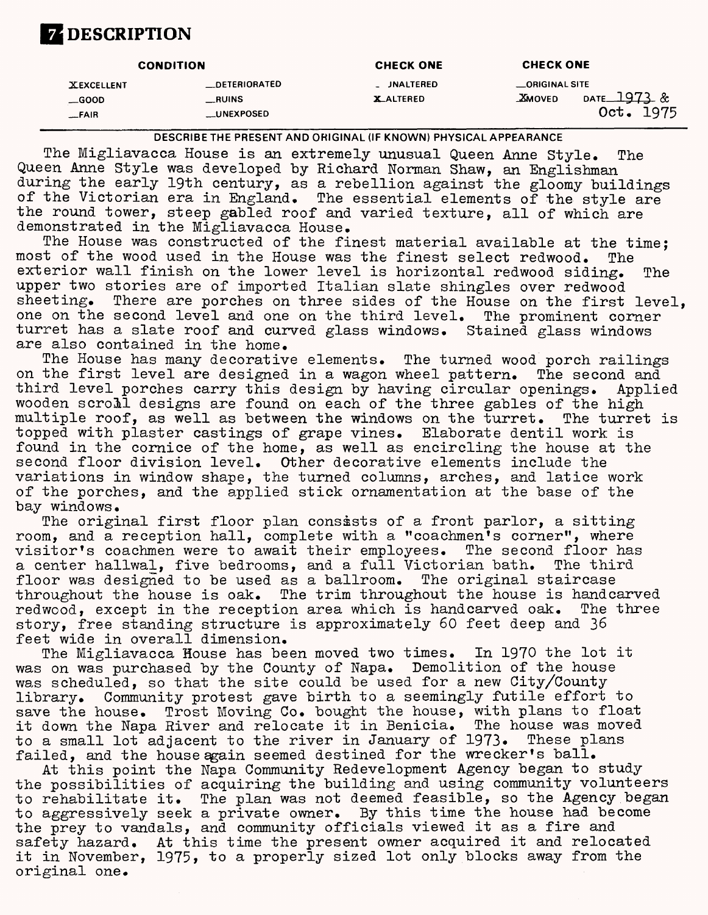# 7 DESCRIPTION

| CONDITION | | CHECK ONE | CHECK ONE |
|---|---|---|---|
| X EXCELLENT | __DETERIORATED | __UNALTERED | __ORIGINAL SITE |
| __GOOD | __RUINS | X ALTERED | X MOVED DATE 1973 & Oct. 1975 |
| __FAIR | __UNEXPOSED | | |

DESCRIBE THE PRESENT AND ORIGINAL (IF KNOWN) PHYSICAL APPEARANCE

The Migliavacca House is an extremely unusual Queen Anne Style. The Queen Anne Style was developed by Richard Norman Shaw, an Englishman during the early 19th century, as a rebellion against the gloomy buildings of the Victorian era in England. The essential elements of the style are the round tower, steep gabled roof and varied texture, all of which are demonstrated in the Migliavacca House.

The House was constructed of the finest material available at the time; most of the wood used in the House was the finest select redwood. The exterior wall finish on the lower level is horizontal redwood siding. The upper two stories are of imported Italian slate shingles over redwood sheeting. There are porches on three sides of the House on the first level, one on the second level and one on the third level. The prominent corner turret has a slate roof and curved glass windows. Stained glass windows are also contained in the home.

The House has many decorative elements. The turned wood porch railings on the first level are designed in a wagon wheel pattern. The second and third level porches carry this design by having circular openings. Applied wooden scroll designs are found on each of the three gables of the high multiple roof, as well as between the windows on the turret. The turret is topped with plaster castings of grape vines. Elaborate dentil work is found in the cornice of the home, as well as encircling the house at the second floor division level. Other decorative elements include the variations in window shape, the turned columns, arches, and latice work of the porches, and the applied stick ornamentation at the base of the bay windows.

The original first floor plan consists of a front parlor, a sitting room, and a reception hall, complete with a "coachmen's corner", where visitor's coachmen were to await their employees. The second floor has a center hallwal, five bedrooms, and a full Victorian bath. The third floor was designed to be used as a ballroom. The original staircase throughout the house is oak. The trim throughout the house is handcarved redwood, except in the reception area which is handcarved oak. The three story, free standing structure is approximately 60 feet deep and 36 feet wide in overall dimension.

The Migliavacca House has been moved two times. In 1970 the lot it was on was purchased by the County of Napa. Demolition of the house was scheduled, so that the site could be used for a new City/County library. Community protest gave birth to a seemingly futile effort to save the house. Trost Moving Co. bought the house, with plans to float it down the Napa River and relocate it in Benicia. The house was moved to a small lot adjacent to the river in January of 1973. These plans failed, and the house again seemed destined for the wrecker's ball.

At this point the Napa Community Redevelopment Agency began to study the possibilities of acquiring the building and using community volunteers to rehabilitate it. The plan was not deemed feasible, so the Agency began to aggressively seek a private owner. By this time the house had become the prey to vandals, and community officials viewed it as a fire and safety hazard. At this time the present owner acquired it and relocated it in November, 1975, to a properly sized lot only blocks away from the original one.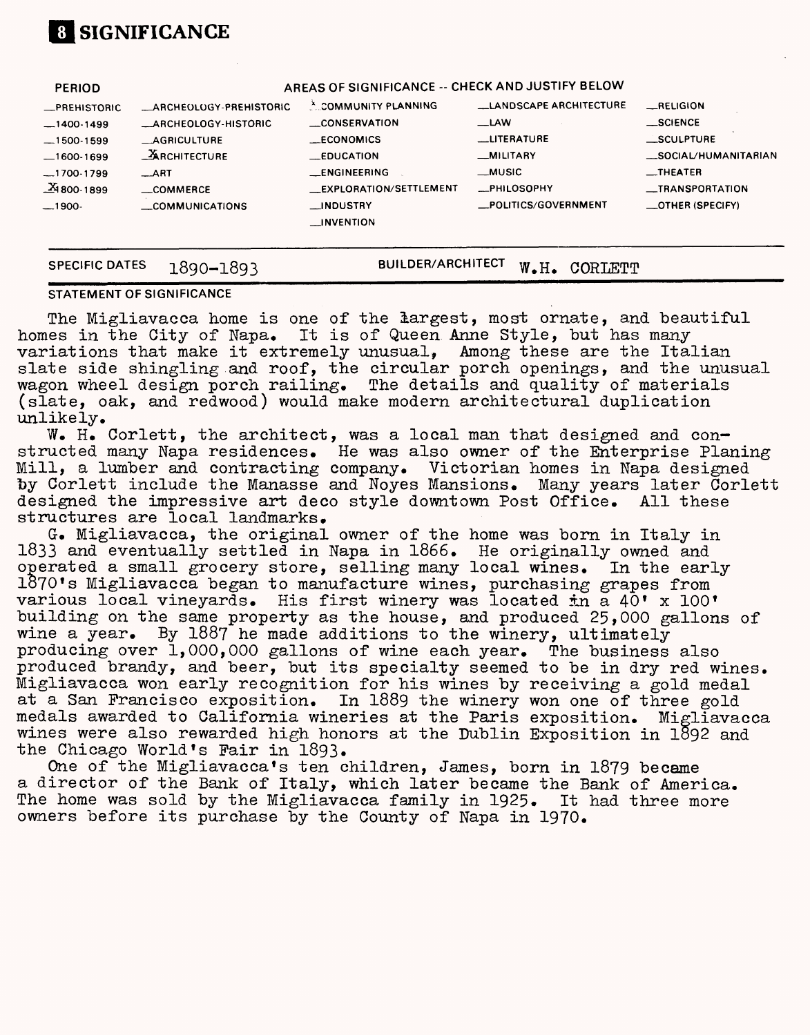# 8 SIGNIFICANCE

| PERIOD | AREAS OF SIGNIFICANCE -- CHECK AND JUSTIFY BELOW | | | |
|---|---|---|---|---|
| __PREHISTORIC | __ARCHEOLOGY-PREHISTORIC | X COMMUNITY PLANNING | __LANDSCAPE ARCHITECTURE | __RELIGION |
| __1400-1499 | __ARCHEOLOGY-HISTORIC | __CONSERVATION | __LAW | __SCIENCE |
| __1500-1599 | __AGRICULTURE | __ECONOMICS | __LITERATURE | __SCULPTURE |
| __1600-1699 | X ARCHITECTURE | __EDUCATION | __MILITARY | __SOCIAL/HUMANITARIAN |
| __1700-1799 | __ART | __ENGINEERING | __MUSIC | __THEATER |
| X 1800-1899 | __COMMERCE | __EXPLORATION/SETTLEMENT | __PHILOSOPHY | __TRANSPORTATION |
| __1900- | __COMMUNICATIONS | __INDUSTRY | __POLITICS/GOVERNMENT | __OTHER (SPECIFY) |
| | | __INVENTION | | |

SPECIFIC DATES 1890-1893 BUILDER/ARCHITECT W.H. CORLETT

STATEMENT OF SIGNIFICANCE

The Migliavacca home is one of the largest, most ornate, and beautiful homes in the City of Napa. It is of Queen Anne Style, but has many variations that make it extremely unusual, Among these are the Italian slate side shingling and roof, the circular porch openings, and the unusual wagon wheel design porch railing. The details and quality of materials (slate, oak, and redwood) would make modern architectural duplication unlikely.

W. H. Corlett, the architect, was a local man that designed and constructed many Napa residences. He was also owner of the Enterprise Planing Mill, a lumber and contracting company. Victorian homes in Napa designed by Corlett include the Manasse and Noyes Mansions. Many years later Corlett designed the impressive art deco style downtown Post Office. All these structures are local landmarks.

G. Migliavacca, the original owner of the home was born in Italy in 1833 and eventually settled in Napa in 1866. He originally owned and operated a small grocery store, selling many local wines. In the early 1870's Migliavacca began to manufacture wines, purchasing grapes from various local vineyards. His first winery was located in a 40' x 100' building on the same property as the house, and produced 25,000 gallons of wine a year. By 1887 he made additions to the winery, ultimately producing over 1,000,000 gallons of wine each year. The business also produced brandy, and beer, but its specialty seemed to be in dry red wines. Migliavacca won early recognition for his wines by receiving a gold medal at a San Francisco exposition. In 1889 the winery won one of three gold medals awarded to California wineries at the Paris exposition. Migliavacca wines were also rewarded high honors at the Dublin Exposition in 1892 and the Chicago World's Fair in 1893.

One of the Migliavacca's ten children, James, born in 1879 became a director of the Bank of Italy, which later became the Bank of America. The home was sold by the Migliavacca family in 1925. It had three more owners before its purchase by the County of Napa in 1970.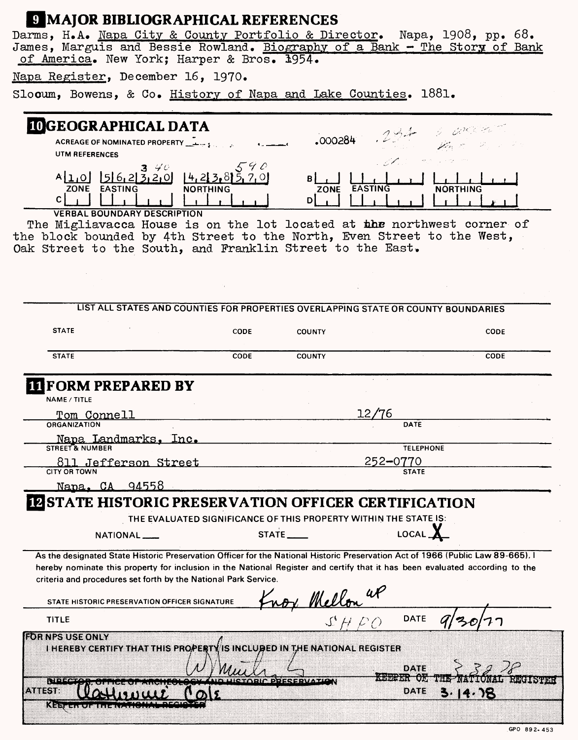## 9 MAJOR BIBLIOGRAPHICAL REFERENCES

Darms, H.A. Napa City & County Portfolio & Director. Napa, 1908, pp. 68.
James, Marguis and Bessie Rowland. Biography of a Bank - The Story of Bank of America. New York; Harper & Bros. 1954.

Napa Register, December 16, 1970.

Slocum, Bowens, & Co. History of Napa and Lake Counties. 1881.

## 10 GEOGRAPHICAL DATA

ACREAGE OF NOMINATED PROPERTY .000284

UTM REFERENCES

| | ZONE | EASTING | NORTHING |
|---|---|---|---|
| A | 1 0 | 5 6 2 3 2 0 (3 4 0) | 4 2 3 8 5 7 0 (5 9 0) |
| B | | | |
| C | | | |
| D | | | |

VERBAL BOUNDARY DESCRIPTION

The Migliavacca House is on the lot located at the northwest corner of the block bounded by 4th Street to the North, Even Street to the West, Oak Street to the South, and Franklin Street to the East.

LIST ALL STATES AND COUNTIES FOR PROPERTIES OVERLAPPING STATE OR COUNTY BOUNDARIES

| STATE | CODE | COUNTY | CODE |
|---|---|---|---|
| | | | |
| | | | |

## 11 FORM PREPARED BY

NAME / TITLE: Tom Connell

DATE: 12/76

ORGANIZATION: Napa Landmarks, Inc.

TELEPHONE: 252-0770

STREET & NUMBER: 811 Jefferson Street

CITY OR TOWN: Napa, CA 94558

STATE

## 12 STATE HISTORIC PRESERVATION OFFICER CERTIFICATION

THE EVALUATED SIGNIFICANCE OF THIS PROPERTY WITHIN THE STATE IS:

NATIONAL ___ STATE ___ LOCAL X

As the designated State Historic Preservation Officer for the National Historic Preservation Act of 1966 (Public Law 89-665), I hereby nominate this property for inclusion in the National Register and certify that it has been evaluated according to the criteria and procedures set forth by the National Park Service.

STATE HISTORIC PRESERVATION OFFICER SIGNATURE: Knox Mellon

TITLE: SHPO

DATE: 9/30/77

FOR NPS USE ONLY

I HEREBY CERTIFY THAT THIS PROPERTY IS INCLUDED IN THE NATIONAL REGISTER

DATE: 3-3-78

~~DIRECTOR, OFFICE OF ARCHEOLOGY AND HISTORIC PRESERVATION~~ KEEPER OF THE NATIONAL REGISTER

ATTEST: Catherine Cole

DATE: 3.14.78

~~KEEPER OF THE NATIONAL REGISTER~~

GPO 892-453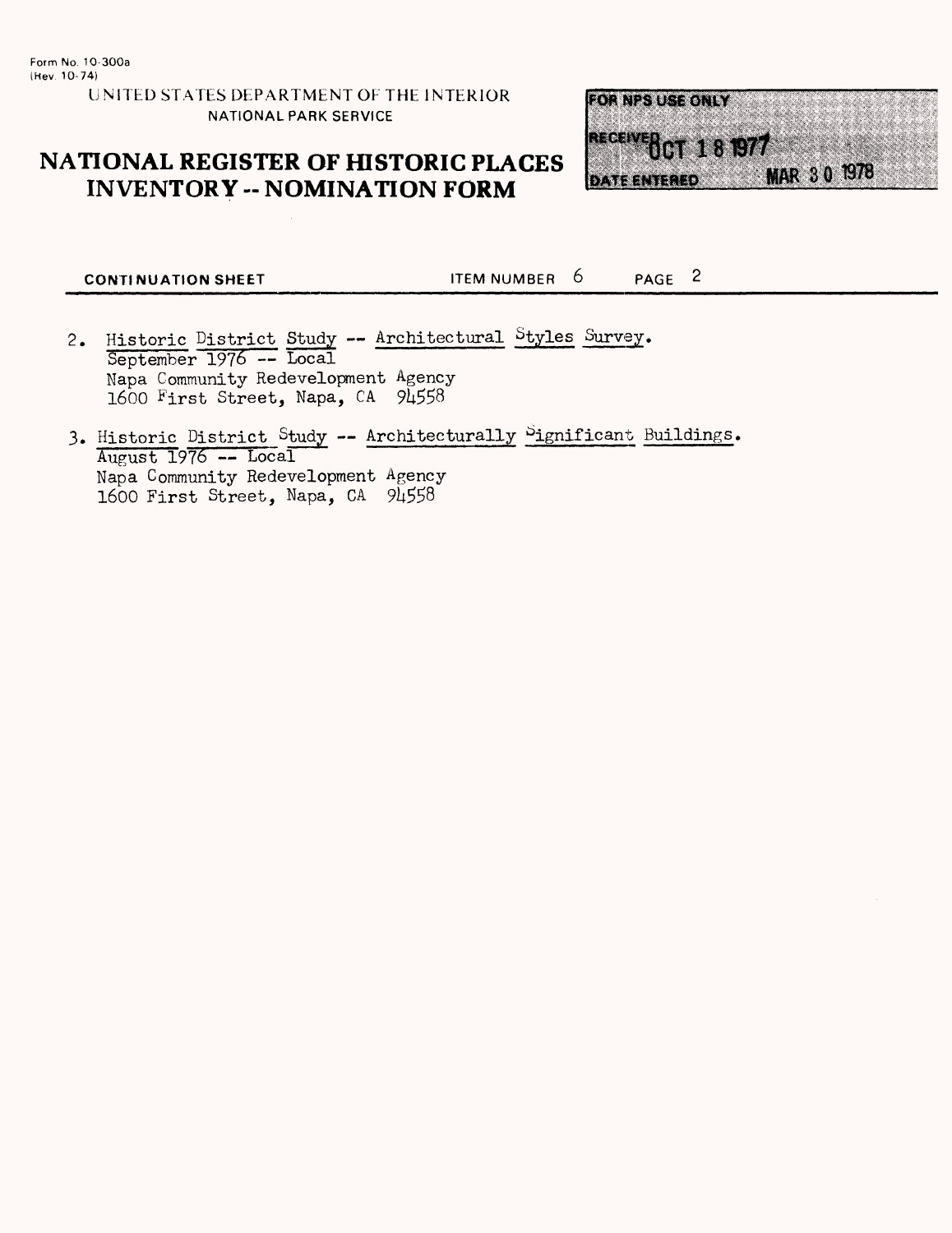Form No. 10-300a
(Rev. 10-74)

UNITED STATES DEPARTMENT OF THE INTERIOR
NATIONAL PARK SERVICE

# NATIONAL REGISTER OF HISTORIC PLACES INVENTORY -- NOMINATION FORM

FOR NPS USE ONLY

RECEIVED OCT 18 1977

DATE ENTERED MAR 30 1978

**CONTINUATION SHEET** ITEM NUMBER 6 PAGE 2

2. Historic District Study -- Architectural Styles Survey.
   September 1976 -- Local
   Napa Community Redevelopment Agency
   1600 First Street, Napa, CA 94558

3. Historic District Study -- Architecturally Significant Buildings.
   August 1976 -- Local
   Napa Community Redevelopment Agency
   1600 First Street, Napa, CA 94558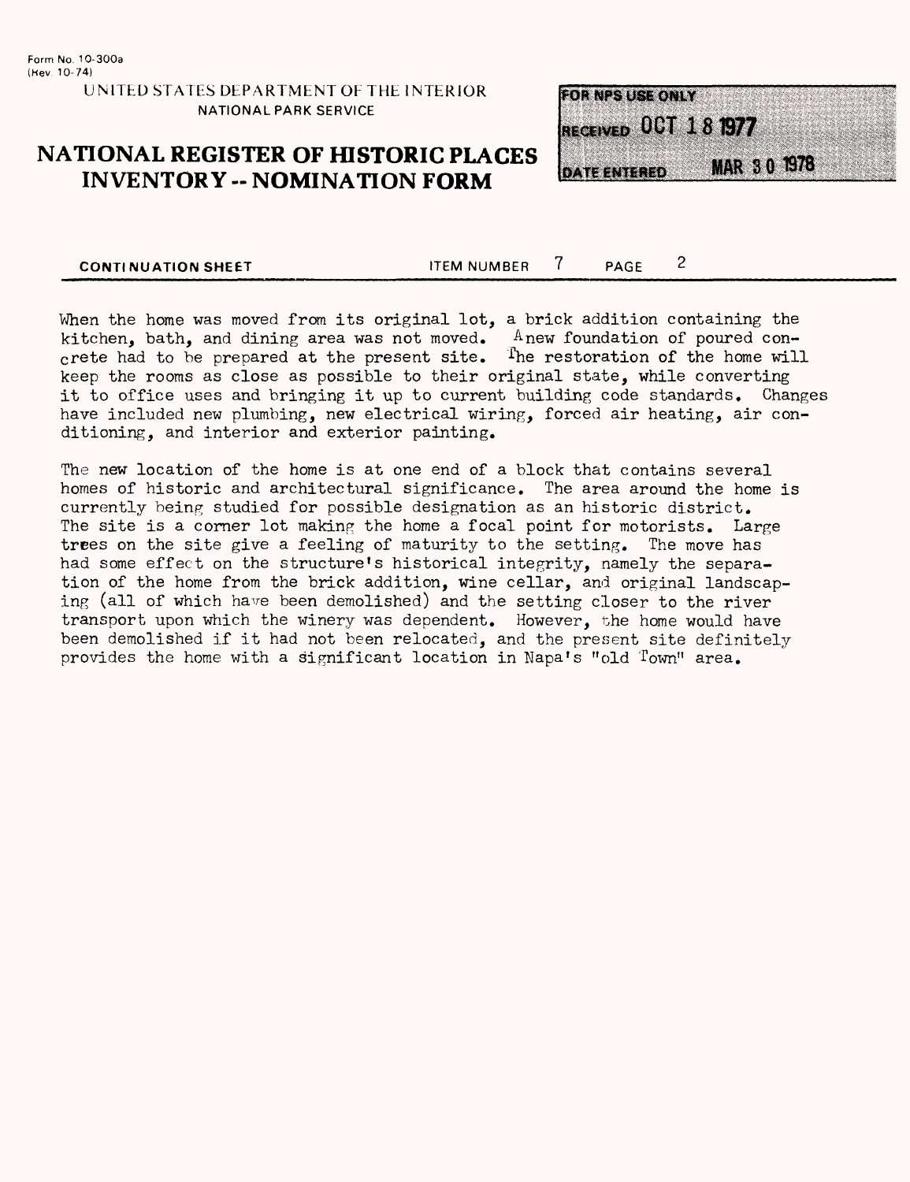Form No. 10-300a
(Rev. 10-74)

UNITED STATES DEPARTMENT OF THE INTERIOR
NATIONAL PARK SERVICE

# NATIONAL REGISTER OF HISTORIC PLACES INVENTORY -- NOMINATION FORM

FOR NPS USE ONLY
RECEIVED OCT 18 1977
DATE ENTERED MAR 30 1978

CONTINUATION SHEET ITEM NUMBER 7 PAGE 2

When the home was moved from its original lot, a brick addition containing the kitchen, bath, and dining area was not moved. A new foundation of poured concrete had to be prepared at the present site. The restoration of the home will keep the rooms as close as possible to their original state, while converting it to office uses and bringing it up to current building code standards. Changes have included new plumbing, new electrical wiring, forced air heating, air conditioning, and interior and exterior painting.

The new location of the home is at one end of a block that contains several homes of historic and architectural significance. The area around the home is currently being studied for possible designation as an historic district. The site is a corner lot making the home a focal point for motorists. Large trees on the site give a feeling of maturity to the setting. The move has had some effect on the structure's historical integrity, namely the separation of the home from the brick addition, wine cellar, and original landscaping (all of which have been demolished) and the setting closer to the river transport upon which the winery was dependent. However, the home would have been demolished if it had not been relocated, and the present site definitely provides the home with a significant location in Napa's "old Town" area.